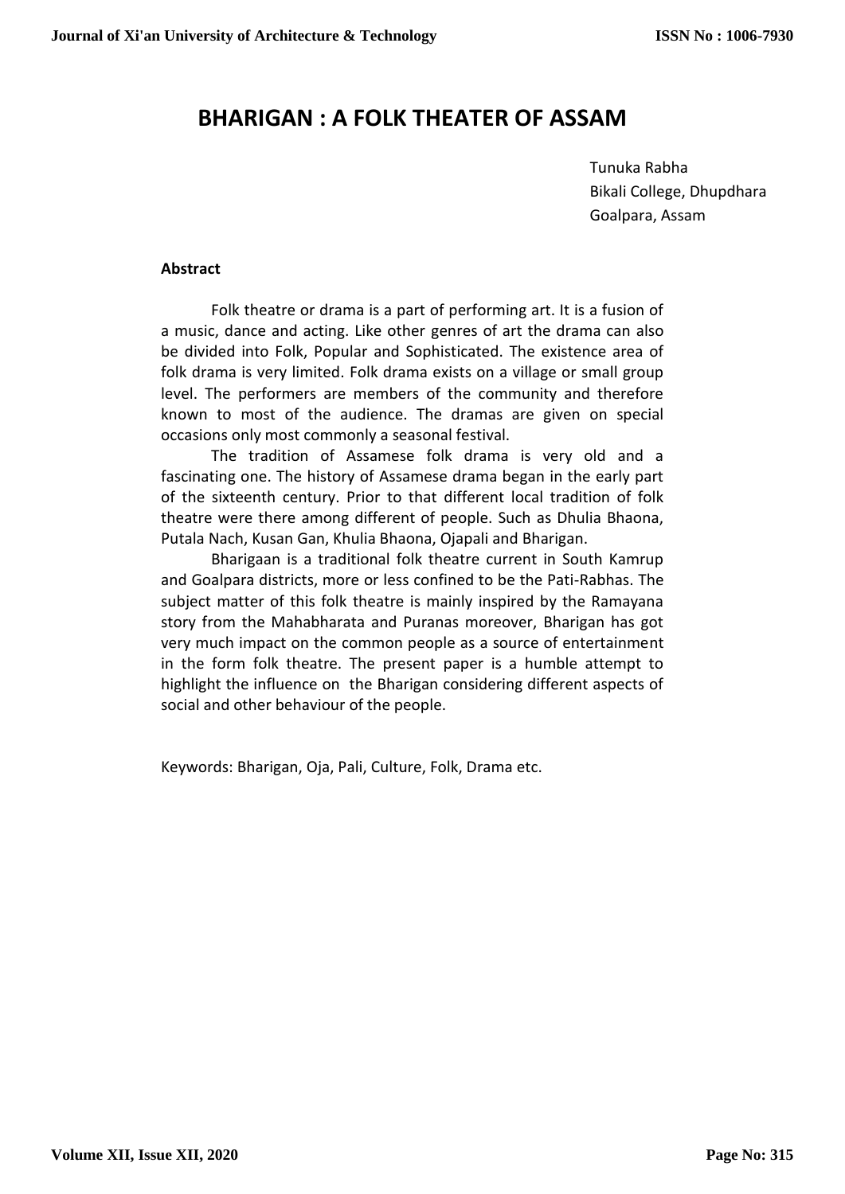# BHARIGAN : A FOLK THEATER OF ASSAM

Tunuka Rabha
Bikali College, Dhupdhara
Goalpara, Assam

**Abstract**

Folk theatre or drama is a part of performing art. It is a fusion of a music, dance and acting. Like other genres of art the drama can also be divided into Folk, Popular and Sophisticated. The existence area of folk drama is very limited. Folk drama exists on a village or small group level. The performers are members of the community and therefore known to most of the audience. The dramas are given on special occasions only most commonly a seasonal festival.

The tradition of Assamese folk drama is very old and a fascinating one. The history of Assamese drama began in the early part of the sixteenth century. Prior to that different local tradition of folk theatre were there among different of people. Such as Dhulia Bhaona, Putala Nach, Kusan Gan, Khulia Bhaona, Ojapali and Bharigan.

Bharigaan is a traditional folk theatre current in South Kamrup and Goalpara districts, more or less confined to be the Pati-Rabhas. The subject matter of this folk theatre is mainly inspired by the Ramayana story from the Mahabharata and Puranas moreover, Bharigan has got very much impact on the common people as a source of entertainment in the form folk theatre. The present paper is a humble attempt to highlight the influence on the Bharigan considering different aspects of social and other behaviour of the people.

Keywords: Bharigan, Oja, Pali, Culture, Folk, Drama etc.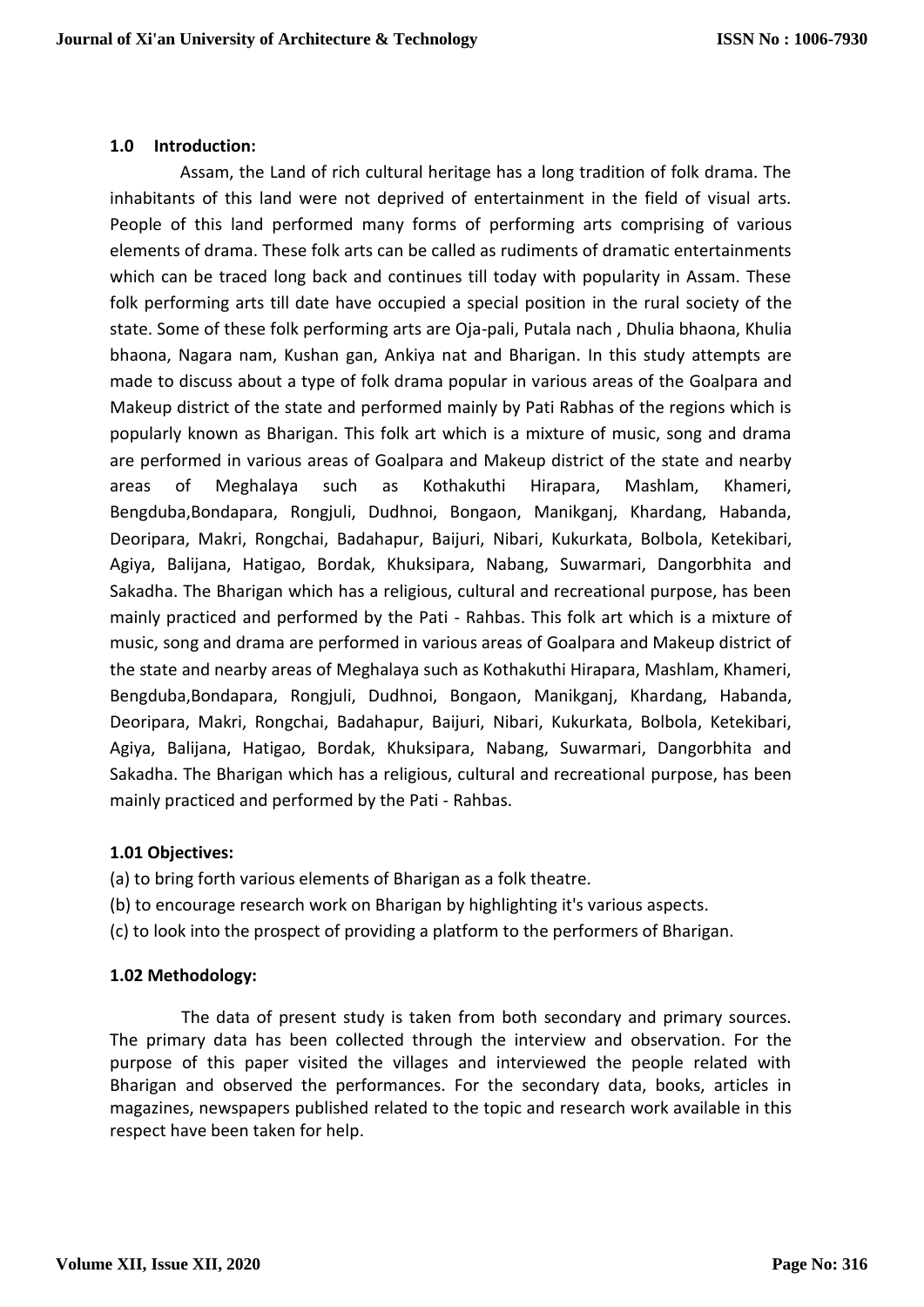## 1.0 Introduction:

Assam, the Land of rich cultural heritage has a long tradition of folk drama. The inhabitants of this land were not deprived of entertainment in the field of visual arts. People of this land performed many forms of performing arts comprising of various elements of drama. These folk arts can be called as rudiments of dramatic entertainments which can be traced long back and continues till today with popularity in Assam. These folk performing arts till date have occupied a special position in the rural society of the state. Some of these folk performing arts are Oja-pali, Putala nach , Dhulia bhaona, Khulia bhaona, Nagara nam, Kushan gan, Ankiya nat and Bharigan. In this study attempts are made to discuss about a type of folk drama popular in various areas of the Goalpara and Makeup district of the state and performed mainly by Pati Rabhas of the regions which is popularly known as Bharigan. This folk art which is a mixture of music, song and drama are performed in various areas of Goalpara and Makeup district of the state and nearby areas of Meghalaya such as Kothakuthi Hirapara, Mashlam, Khameri, Bengduba,Bondapara, Rongjuli, Dudhnoi, Bongaon, Manikganj, Khardang, Habanda, Deoripara, Makri, Rongchai, Badahapur, Baijuri, Nibari, Kukurkata, Bolbola, Ketekibari, Agiya, Balijana, Hatigao, Bordak, Khuksipara, Nabang, Suwarmari, Dangorbhita and Sakadha. The Bharigan which has a religious, cultural and recreational purpose, has been mainly practiced and performed by the Pati - Rahbas. This folk art which is a mixture of music, song and drama are performed in various areas of Goalpara and Makeup district of the state and nearby areas of Meghalaya such as Kothakuthi Hirapara, Mashlam, Khameri, Bengduba,Bondapara, Rongjuli, Dudhnoi, Bongaon, Manikganj, Khardang, Habanda, Deoripara, Makri, Rongchai, Badahapur, Baijuri, Nibari, Kukurkata, Bolbola, Ketekibari, Agiya, Balijana, Hatigao, Bordak, Khuksipara, Nabang, Suwarmari, Dangorbhita and Sakadha. The Bharigan which has a religious, cultural and recreational purpose, has been mainly practiced and performed by the Pati - Rahbas.

### 1.01 Objectives:

(a) to bring forth various elements of Bharigan as a folk theatre.

(b) to encourage research work on Bharigan by highlighting it's various aspects.

(c) to look into the prospect of providing a platform to the performers of Bharigan.

### 1.02 Methodology:

The data of present study is taken from both secondary and primary sources. The primary data has been collected through the interview and observation. For the purpose of this paper visited the villages and interviewed the people related with Bharigan and observed the performances. For the secondary data, books, articles in magazines, newspapers published related to the topic and research work available in this respect have been taken for help.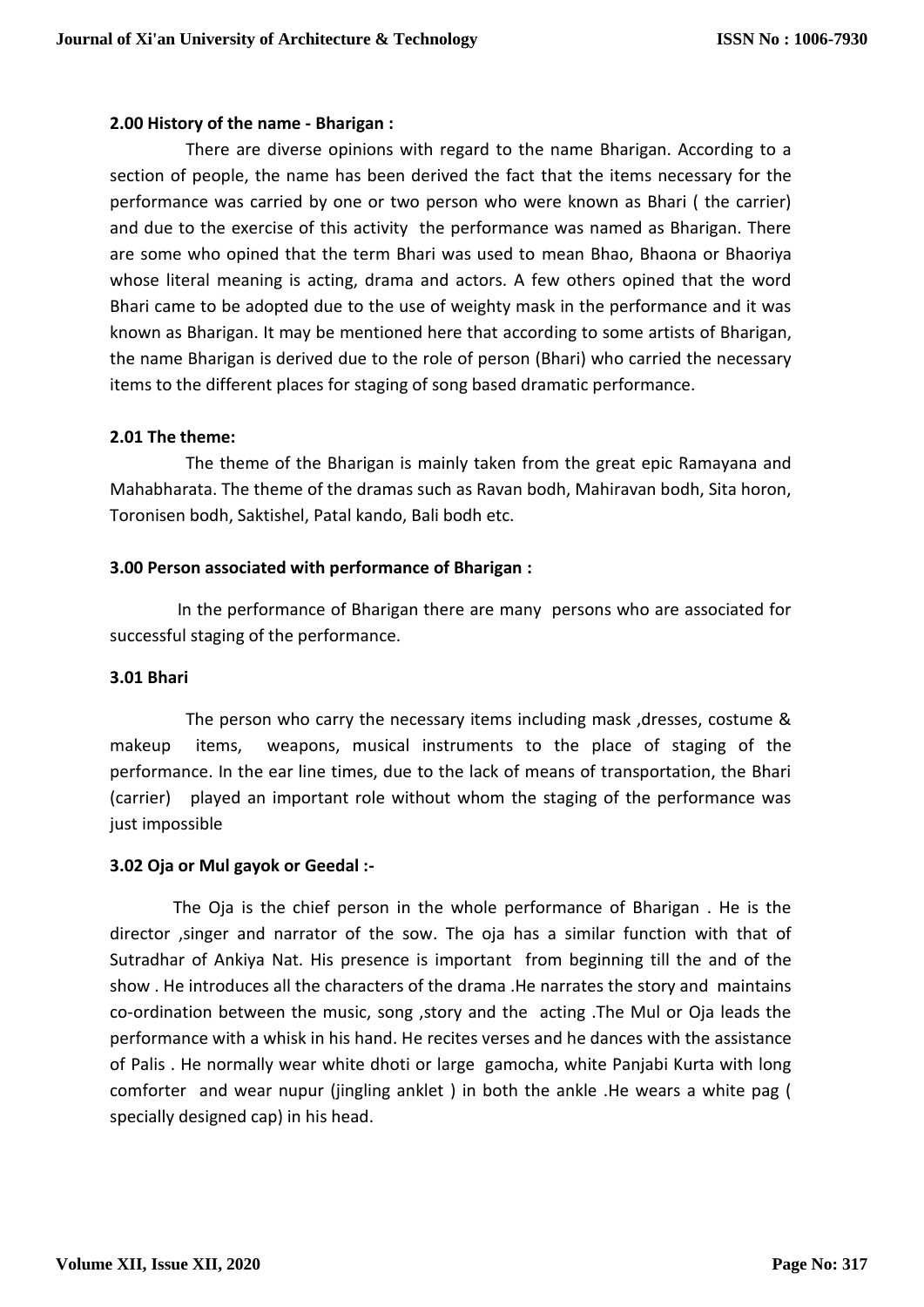### 2.00 History of the name - Bharigan :

There are diverse opinions with regard to the name Bharigan. According to a section of people, the name has been derived the fact that the items necessary for the performance was carried by one or two person who were known as Bhari ( the carrier) and due to the exercise of this activity the performance was named as Bharigan. There are some who opined that the term Bhari was used to mean Bhao, Bhaona or Bhaoriya whose literal meaning is acting, drama and actors. A few others opined that the word Bhari came to be adopted due to the use of weighty mask in the performance and it was known as Bharigan. It may be mentioned here that according to some artists of Bharigan, the name Bharigan is derived due to the role of person (Bhari) who carried the necessary items to the different places for staging of song based dramatic performance.

### 2.01 The theme:

The theme of the Bharigan is mainly taken from the great epic Ramayana and Mahabharata. The theme of the dramas such as Ravan bodh, Mahiravan bodh, Sita horon, Toronisen bodh, Saktishel, Patal kando, Bali bodh etc.

### 3.00 Person associated with performance of Bharigan :

In the performance of Bharigan there are many persons who are associated for successful staging of the performance.

### 3.01 Bhari

The person who carry the necessary items including mask ,dresses, costume & makeup items, weapons, musical instruments to the place of staging of the performance. In the ear line times, due to the lack of means of transportation, the Bhari (carrier) played an important role without whom the staging of the performance was just impossible

### 3.02 Oja or Mul gayok or Geedal :-

The Oja is the chief person in the whole performance of Bharigan . He is the director ,singer and narrator of the sow. The oja has a similar function with that of Sutradhar of Ankiya Nat. His presence is important from beginning till the and of the show . He introduces all the characters of the drama .He narrates the story and maintains co-ordination between the music, song ,story and the acting .The Mul or Oja leads the performance with a whisk in his hand. He recites verses and he dances with the assistance of Palis . He normally wear white dhoti or large gamocha, white Panjabi Kurta with long comforter and wear nupur (jingling anklet ) in both the ankle .He wears a white pag ( specially designed cap) in his head.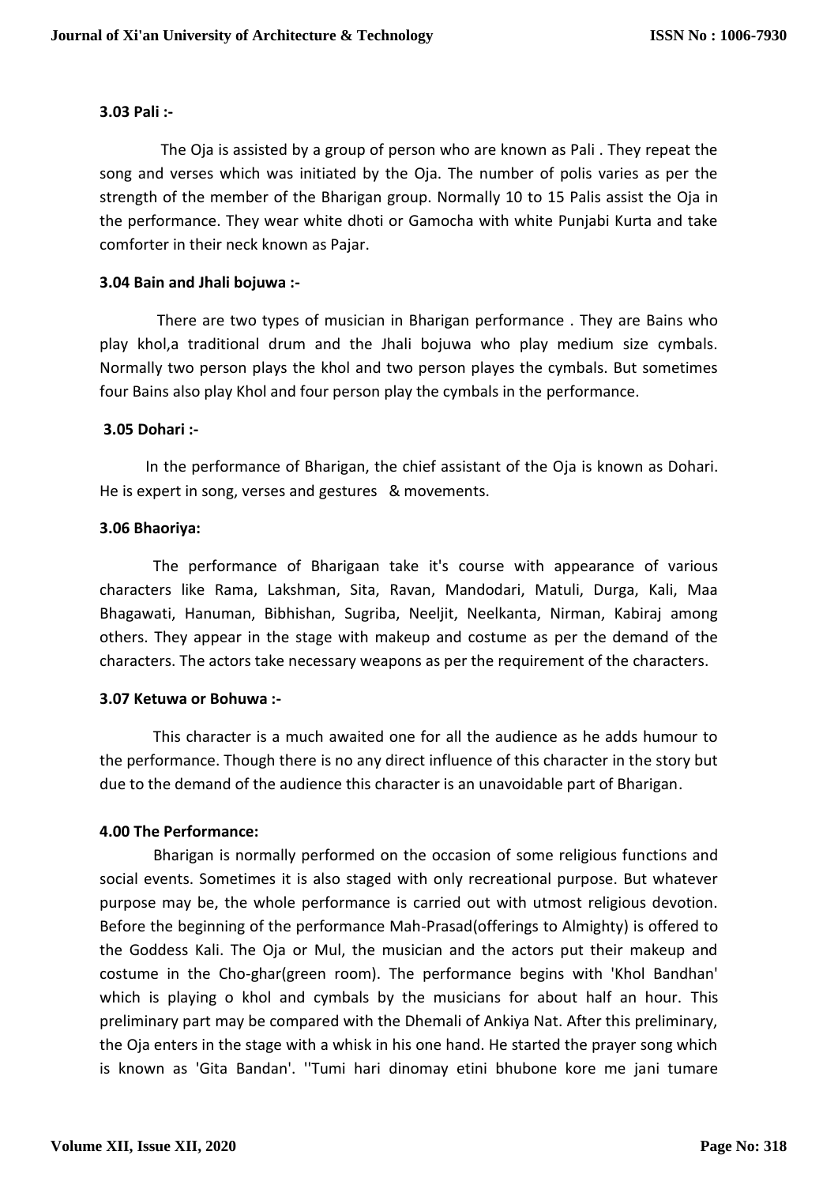### 3.03 Pali :-

The Oja is assisted by a group of person who are known as Pali . They repeat the song and verses which was initiated by the Oja. The number of polis varies as per the strength of the member of the Bharigan group. Normally 10 to 15 Palis assist the Oja in the performance. They wear white dhoti or Gamocha with white Punjabi Kurta and take comforter in their neck known as Pajar.

### 3.04 Bain and Jhali bojuwa :-

There are two types of musician in Bharigan performance . They are Bains who play khol,a traditional drum and the Jhali bojuwa who play medium size cymbals. Normally two person plays the khol and two person playes the cymbals. But sometimes four Bains also play Khol and four person play the cymbals in the performance.

### 3.05 Dohari :-

In the performance of Bharigan, the chief assistant of the Oja is known as Dohari. He is expert in song, verses and gestures & movements.

### 3.06 Bhaoriya:

The performance of Bharigaan take it's course with appearance of various characters like Rama, Lakshman, Sita, Ravan, Mandodari, Matuli, Durga, Kali, Maa Bhagawati, Hanuman, Bibhishan, Sugriba, Neeljit, Neelkanta, Nirman, Kabiraj among others. They appear in the stage with makeup and costume as per the demand of the characters. The actors take necessary weapons as per the requirement of the characters.

### 3.07 Ketuwa or Bohuwa :-

This character is a much awaited one for all the audience as he adds humour to the performance. Though there is no any direct influence of this character in the story but due to the demand of the audience this character is an unavoidable part of Bharigan.

### 4.00 The Performance:

Bharigan is normally performed on the occasion of some religious functions and social events. Sometimes it is also staged with only recreational purpose. But whatever purpose may be, the whole performance is carried out with utmost religious devotion. Before the beginning of the performance Mah-Prasad(offerings to Almighty) is offered to the Goddess Kali. The Oja or Mul, the musician and the actors put their makeup and costume in the Cho-ghar(green room). The performance begins with 'Khol Bandhan' which is playing o khol and cymbals by the musicians for about half an hour. This preliminary part may be compared with the Dhemali of Ankiya Nat. After this preliminary, the Oja enters in the stage with a whisk in his one hand. He started the prayer song which is known as 'Gita Bandan'. ''Tumi hari dinomay etini bhubone kore me jani tumare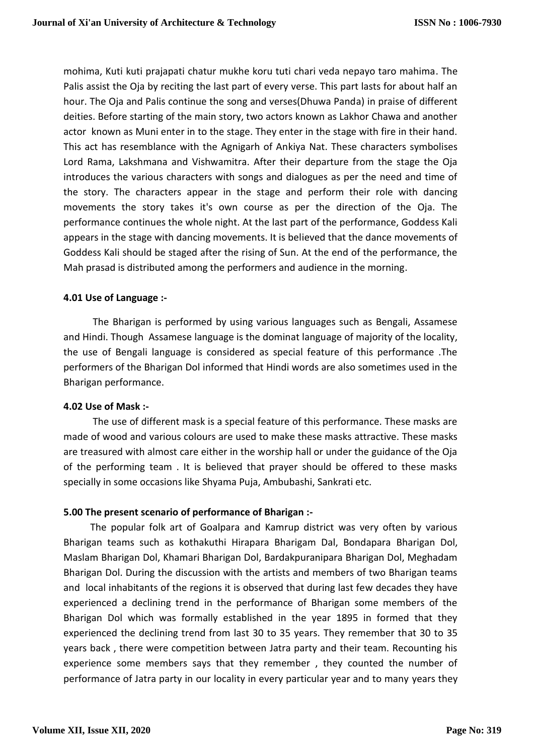mohima, Kuti kuti prajapati chatur mukhe koru tuti chari veda nepayo taro mahima. The Palis assist the Oja by reciting the last part of every verse. This part lasts for about half an hour. The Oja and Palis continue the song and verses(Dhuwa Panda) in praise of different deities. Before starting of the main story, two actors known as Lakhor Chawa and another actor known as Muni enter in to the stage. They enter in the stage with fire in their hand. This act has resemblance with the Agnigarh of Ankiya Nat. These characters symbolises Lord Rama, Lakshmana and Vishwamitra. After their departure from the stage the Oja introduces the various characters with songs and dialogues as per the need and time of the story. The characters appear in the stage and perform their role with dancing movements the story takes it's own course as per the direction of the Oja. The performance continues the whole night. At the last part of the performance, Goddess Kali appears in the stage with dancing movements. It is believed that the dance movements of Goddess Kali should be staged after the rising of Sun. At the end of the performance, the Mah prasad is distributed among the performers and audience in the morning.

### 4.01 Use of Language :-

The Bharigan is performed by using various languages such as Bengali, Assamese and Hindi. Though Assamese language is the dominat language of majority of the locality, the use of Bengali language is considered as special feature of this performance .The performers of the Bharigan Dol informed that Hindi words are also sometimes used in the Bharigan performance.

### 4.02 Use of Mask :-

The use of different mask is a special feature of this performance. These masks are made of wood and various colours are used to make these masks attractive. These masks are treasured with almost care either in the worship hall or under the guidance of the Oja of the performing team . It is believed that prayer should be offered to these masks specially in some occasions like Shyama Puja, Ambubashi, Sankrati etc.

## 5.00 The present scenario of performance of Bharigan :-

The popular folk art of Goalpara and Kamrup district was very often by various Bharigan teams such as kothakuthi Hirapara Bharigam Dal, Bondapara Bharigan Dol, Maslam Bharigan Dol, Khamari Bharigan Dol, Bardakpuranipara Bharigan Dol, Meghadam Bharigan Dol. During the discussion with the artists and members of two Bharigan teams and local inhabitants of the regions it is observed that during last few decades they have experienced a declining trend in the performance of Bharigan some members of the Bharigan Dol which was formally established in the year 1895 in formed that they experienced the declining trend from last 30 to 35 years. They remember that 30 to 35 years back , there were competition between Jatra party and their team. Recounting his experience some members says that they remember , they counted the number of performance of Jatra party in our locality in every particular year and to many years they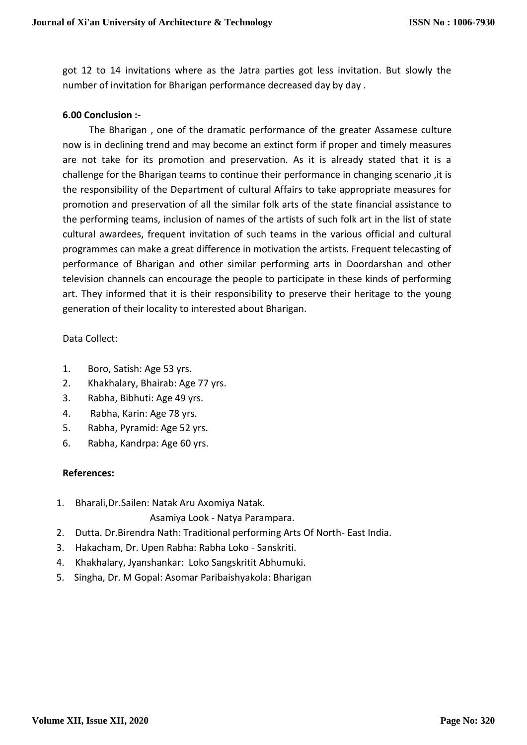got 12 to 14 invitations where as the Jatra parties got less invitation. But slowly the number of invitation for Bharigan performance decreased day by day .

**6.00 Conclusion :-**

The Bharigan , one of the dramatic performance of the greater Assamese culture now is in declining trend and may become an extinct form if proper and timely measures are not take for its promotion and preservation. As it is already stated that it is a challenge for the Bharigan teams to continue their performance in changing scenario ,it is the responsibility of the Department of cultural Affairs to take appropriate measures for promotion and preservation of all the similar folk arts of the state financial assistance to the performing teams, inclusion of names of the artists of such folk art in the list of state cultural awardees, frequent invitation of such teams in the various official and cultural programmes can make a great difference in motivation the artists. Frequent telecasting of performance of Bharigan and other similar performing arts in Doordarshan and other television channels can encourage the people to participate in these kinds of performing art. They informed that it is their responsibility to preserve their heritage to the young generation of their locality to interested about Bharigan.

Data Collect:

1. Boro, Satish: Age 53 yrs.
2. Khakhalary, Bhairab: Age 77 yrs.
3. Rabha, Bibhuti: Age 49 yrs.
4. Rabha, Karin: Age 78 yrs.
5. Rabha, Pyramid: Age 52 yrs.
6. Rabha, Kandrpa: Age 60 yrs.

**References:**

1. Bharali,Dr.Sailen: Natak Aru Axomiya Natak.
   Asamiya Look - Natya Parampara.
2. Dutta. Dr.Birendra Nath: Traditional performing Arts Of North- East India.
3. Hakacham, Dr. Upen Rabha: Rabha Loko - Sanskriti.
4. Khakhalary, Jyanshankar: Loko Sangskritit Abhumuki.
5. Singha, Dr. M Gopal: Asomar Paribaishyakola: Bharigan